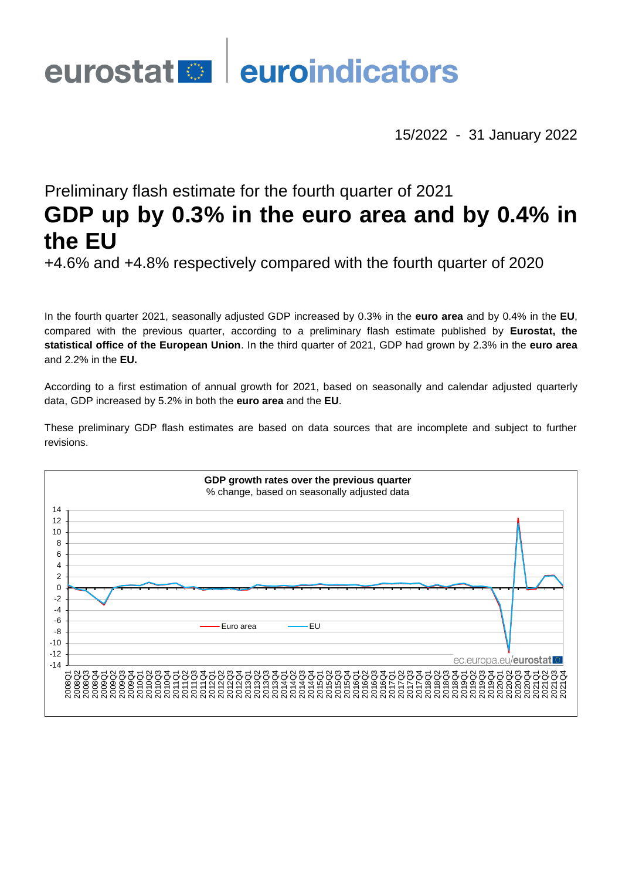eurostat | euroindicators

15/2022 - 31 January 2022

Preliminary flash estimate for the fourth quarter of 2021

# GDP up by 0.3% in the euro area and by 0.4% in the EU

+4.6% and +4.8% respectively compared with the fourth quarter of 2020

In the fourth quarter 2021, seasonally adjusted GDP increased by 0.3% in the **euro area** and by 0.4% in the **EU**, compared with the previous quarter, according to a preliminary flash estimate published by **Eurostat, the statistical office of the European Union**. In the third quarter of 2021, GDP had grown by 2.3% in the **euro area** and 2.2% in the **EU.**

According to a first estimation of annual growth for 2021, based on seasonally and calendar adjusted quarterly data, GDP increased by 5.2% in both the **euro area** and the **EU**.

These preliminary GDP flash estimates are based on data sources that are incomplete and subject to further revisions.

**GDP growth rates over the previous quarter**
% change, based on seasonally adjusted data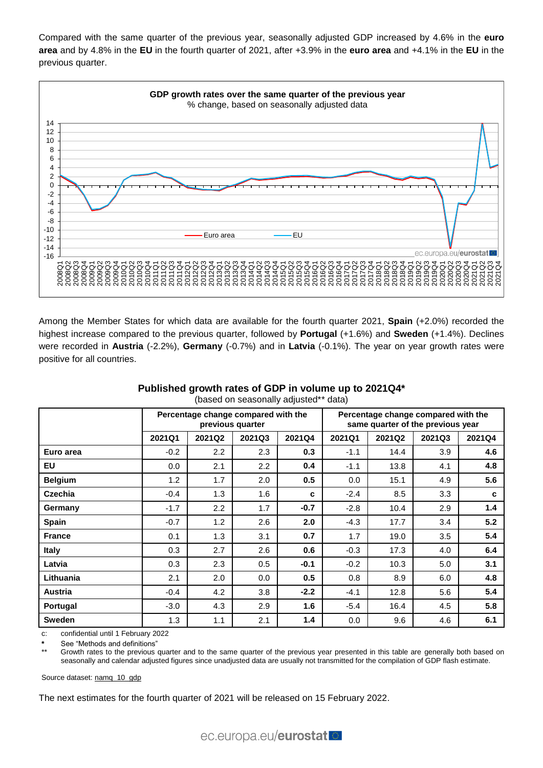Compared with the same quarter of the previous year, seasonally adjusted GDP increased by 4.6% in the **euro area** and by 4.8% in the **EU** in the fourth quarter of 2021, after +3.9% in the **euro area** and +4.1% in the **EU** in the previous quarter.

**GDP growth rates over the same quarter of the previous year**
% change, based on seasonally adjusted data

Among the Member States for which data are available for the fourth quarter 2021, **Spain** (+2.0%) recorded the highest increase compared to the previous quarter, followed by **Portugal** (+1.6%) and **Sweden** (+1.4%). Declines were recorded in **Austria** (-2.2%), **Germany** (-0.7%) and in **Latvia** (-0.1%). The year on year growth rates were positive for all countries.

**Published growth rates of GDP in volume up to 2021Q4***
(based on seasonally adjusted** data)

| | Percentage change compared with the previous quarter | | | | Percentage change compared with the same quarter of the previous year | | | |
|---|---|---|---|---|---|---|---|---|
| | 2021Q1 | 2021Q2 | 2021Q3 | 2021Q4 | 2021Q1 | 2021Q2 | 2021Q3 | 2021Q4 |
| **Euro area** | -0.2 | 2.2 | 2.3 | **0.3** | -1.1 | 14.4 | 3.9 | **4.6** |
| **EU** | 0.0 | 2.1 | 2.2 | **0.4** | -1.1 | 13.8 | 4.1 | **4.8** |
| **Belgium** | 1.2 | 1.7 | 2.0 | **0.5** | 0.0 | 15.1 | 4.9 | **5.6** |
| **Czechia** | -0.4 | 1.3 | 1.6 | **c** | -2.4 | 8.5 | 3.3 | **c** |
| **Germany** | -1.7 | 2.2 | 1.7 | **-0.7** | -2.8 | 10.4 | 2.9 | **1.4** |
| **Spain** | -0.7 | 1.2 | 2.6 | **2.0** | -4.3 | 17.7 | 3.4 | **5.2** |
| **France** | 0.1 | 1.3 | 3.1 | **0.7** | 1.7 | 19.0 | 3.5 | **5.4** |
| **Italy** | 0.3 | 2.7 | 2.6 | **0.6** | -0.3 | 17.3 | 4.0 | **6.4** |
| **Latvia** | 0.3 | 2.3 | 0.5 | **-0.1** | -0.2 | 10.3 | 5.0 | **3.1** |
| **Lithuania** | 2.1 | 2.0 | 0.0 | **0.5** | 0.8 | 8.9 | 6.0 | **4.8** |
| **Austria** | -0.4 | 4.2 | 3.8 | **-2.2** | -4.1 | 12.8 | 5.6 | **5.4** |
| **Portugal** | -3.0 | 4.3 | 2.9 | **1.6** | -5.4 | 16.4 | 4.5 | **5.8** |
| **Sweden** | 1.3 | 1.1 | 2.1 | **1.4** | 0.0 | 9.6 | 4.6 | **6.1** |

c: confidential until 1 February 2022

\* See "Methods and definitions"

** Growth rates to the previous quarter and to the same quarter of the previous year presented in this table are generally both based on seasonally and calendar adjusted figures since unadjusted data are usually not transmitted for the compilation of GDP flash estimate.

Source dataset: namq_10_gdp

The next estimates for the fourth quarter of 2021 will be released on 15 February 2022.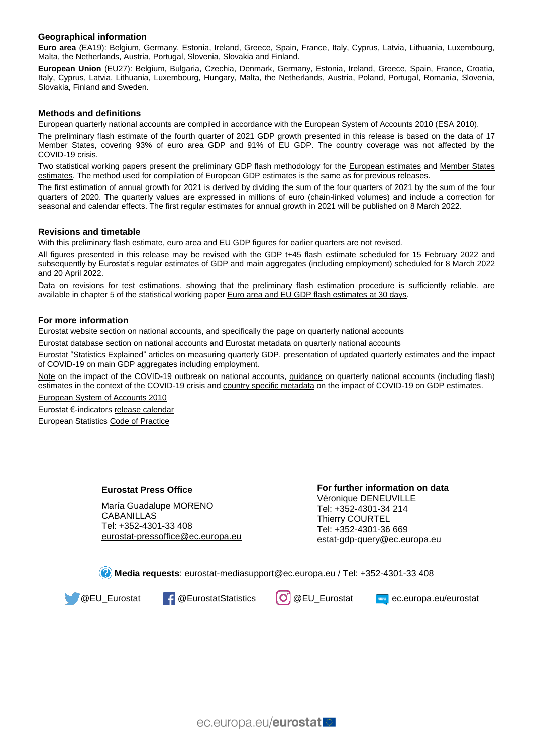### Geographical information

**Euro area** (EA19): Belgium, Germany, Estonia, Ireland, Greece, Spain, France, Italy, Cyprus, Latvia, Lithuania, Luxembourg, Malta, the Netherlands, Austria, Portugal, Slovenia, Slovakia and Finland.

**European Union** (EU27): Belgium, Bulgaria, Czechia, Denmark, Germany, Estonia, Ireland, Greece, Spain, France, Croatia, Italy, Cyprus, Latvia, Lithuania, Luxembourg, Hungary, Malta, the Netherlands, Austria, Poland, Portugal, Romania, Slovenia, Slovakia, Finland and Sweden.

### Methods and definitions

European quarterly national accounts are compiled in accordance with the European System of Accounts 2010 (ESA 2010).

The preliminary flash estimate of the fourth quarter of 2021 GDP growth presented in this release is based on the data of 17 Member States, covering 93% of euro area GDP and 91% of EU GDP. The country coverage was not affected by the COVID-19 crisis.

Two statistical working papers present the preliminary GDP flash methodology for the European estimates and Member States estimates. The method used for compilation of European GDP estimates is the same as for previous releases.

The first estimation of annual growth for 2021 is derived by dividing the sum of the four quarters of 2021 by the sum of the four quarters of 2020. The quarterly values are expressed in millions of euro (chain-linked volumes) and include a correction for seasonal and calendar effects. The first regular estimates for annual growth in 2021 will be published on 8 March 2022.

### Revisions and timetable

With this preliminary flash estimate, euro area and EU GDP figures for earlier quarters are not revised.

All figures presented in this release may be revised with the GDP t+45 flash estimate scheduled for 15 February 2022 and subsequently by Eurostat's regular estimates of GDP and main aggregates (including employment) scheduled for 8 March 2022 and 20 April 2022.

Data on revisions for test estimations, showing that the preliminary flash estimation procedure is sufficiently reliable, are available in chapter 5 of the statistical working paper Euro area and EU GDP flash estimates at 30 days.

### For more information

Eurostat website section on national accounts, and specifically the page on quarterly national accounts

Eurostat database section on national accounts and Eurostat metadata on quarterly national accounts

Eurostat "Statistics Explained" articles on measuring quarterly GDP, presentation of updated quarterly estimates and the impact of COVID-19 on main GDP aggregates including employment.

Note on the impact of the COVID-19 outbreak on national accounts, guidance on quarterly national accounts (including flash) estimates in the context of the COVID-19 crisis and country specific metadata on the impact of COVID-19 on GDP estimates.

European System of Accounts 2010

Eurostat €-indicators release calendar

European Statistics Code of Practice

**Eurostat Press Office**

María Guadalupe MORENO CABANILLAS
Tel: +352-4301-33 408
eurostat-pressoffice@ec.europa.eu

**For further information on data**

Véronique DENEUVILLE
Tel: +352-4301-34 214
Thierry COURTEL
Tel: +352-4301-36 669
estat-gdp-query@ec.europa.eu

**Media requests**: eurostat-mediasupport@ec.europa.eu / Tel: +352-4301-33 408

@EU_Eurostat    @EurostatStatistics    @EU_Eurostat    ec.europa.eu/eurostat